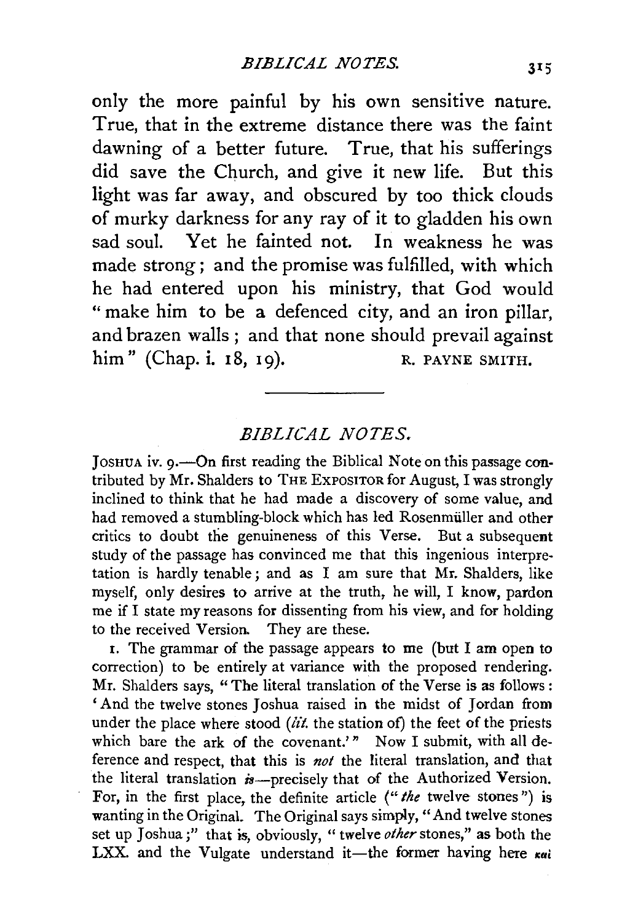only the more painful by his own sensitive nature. True, that in the extreme distance there was the faint dawning of a better future. True, that his sufferings did save the Church, and give it new life. But this light was far away, and obscured by too thick clouds of murky darkness for any ray of it to gladden his own sad soul. Yet he fainted not. In weakness he was made strong; and the promise was fulfilled, with which he had entered upon his ministry, that God would "make him to be a defenced city, and an iron pillar, and brazen walls; and that none should prevail against him" (Chap. i. 18, 19).

R. PAYNE SMITH.

---

## *BIBLICAL NOTES.*

JOSHUA iv. 9.—On first reading the Biblical Note on this passage contributed by Mr. Shalders to THE EXPOSITOR for August, I was strongly inclined to think that he had made a discovery of some value, and had removed a stumbling-block which has led Rosenmüller and other critics to doubt the genuineness of this Verse. But a subsequent study of the passage has convinced me that this ingenious interpretation is hardly tenable; and as I am sure that Mr. Shalders, like myself, only desires to arrive at the truth, he will, I know, pardon me if I state my reasons for dissenting from his view, and for holding to the received Version. They are these.

1. The grammar of the passage appears to me (but I am open to correction) to be entirely at variance with the proposed rendering. Mr. Shalders says, "The literal translation of the Verse is as follows: 'And the twelve stones Joshua raised in the midst of Jordan from under the place where stood (*lit.* the station of) the feet of the priests which bare the ark of the covenant.'" Now I submit, with all deference and respect, that this is *not* the literal translation, and that the literal translation *is*—precisely that of the Authorized Version. For, in the first place, the definite article ("*the* twelve stones") is wanting in the Original. The Original says simply, "And twelve stones set up Joshua;" that is, obviously, "twelve *other* stones," as both the LXX. and the Vulgate understand it—the former having here *καὶ*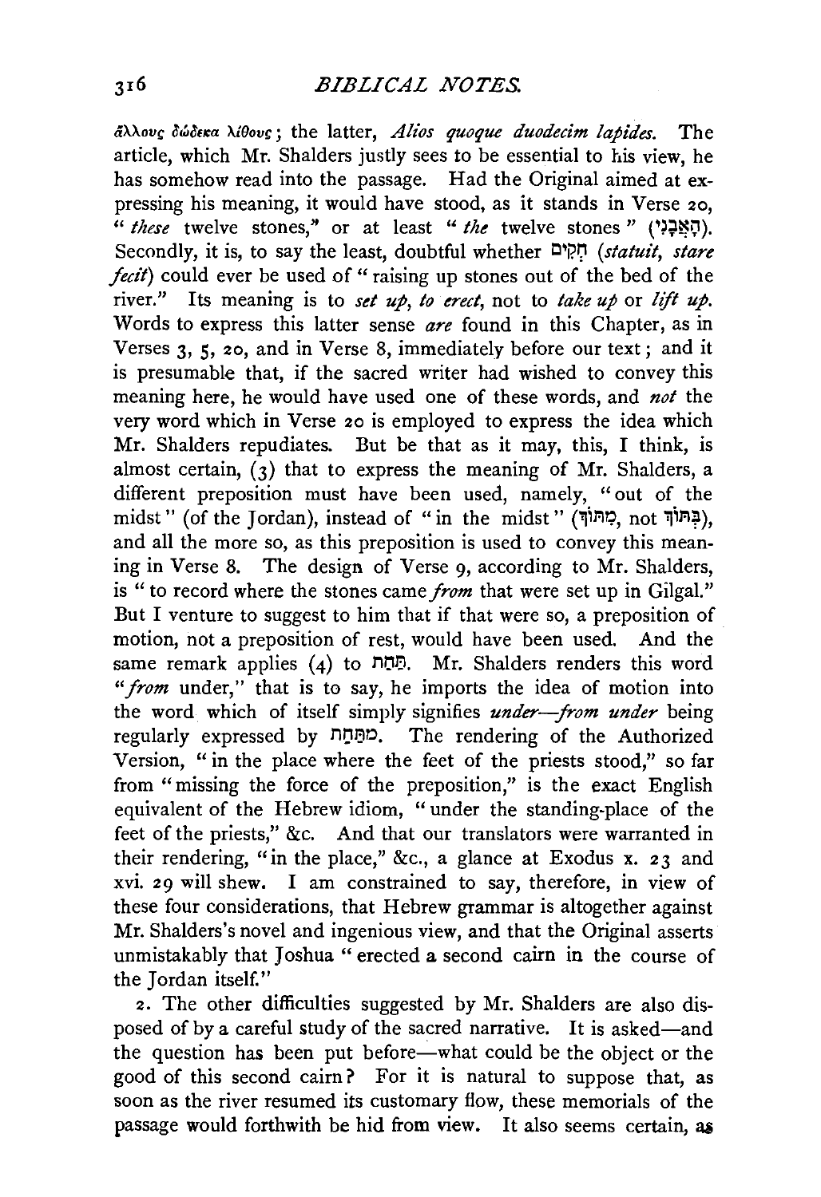ἄλλους δώδεκα λίθους; the latter, *Alios quoque duodecim lapides.* The article, which Mr. Shalders justly sees to be essential to his view, he has somehow read into the passage. Had the Original aimed at expressing his meaning, it would have stood, as it stands in Verse 20, "*these* twelve stones," or at least "*the* twelve stones" (הָאֲבָנִי). Secondly, it is, to say the least, doubtful whether הֵקִים (*statuit, stare fecit*) could ever be used of "raising up stones out of the bed of the river." Its meaning is to *set up, to erect*, not to *take up* or *lift up*. Words to express this latter sense *are* found in this Chapter, as in Verses 3, 5, 20, and in Verse 8, immediately before our text; and it is presumable that, if the sacred writer had wished to convey this meaning here, he would have used one of these words, and *not* the very word which in Verse 20 is employed to express the idea which Mr. Shalders repudiates. But be that as it may, this, I think, is almost certain, (3) that to express the meaning of Mr. Shalders, a different preposition must have been used, namely, "out of the midst" (of the Jordan), instead of "in the midst" (מִתּוֹךְ, not בְּתוֹךְ), and all the more so, as this preposition is used to convey this meaning in Verse 8. The design of Verse 9, according to Mr. Shalders, is "to record where the stones came *from* that were set up in Gilgal." But I venture to suggest to him that if that were so, a preposition of motion, not a preposition of rest, would have been used. And the same remark applies (4) to תַּחַת. Mr. Shalders renders this word "*from* under," that is to say, he imports the idea of motion into the word which of itself simply signifies *under*—*from under* being regularly expressed by מִתַּחַת. The rendering of the Authorized Version, "in the place where the feet of the priests stood," so far from "missing the force of the preposition," is the exact English equivalent of the Hebrew idiom, "under the standing-place of the feet of the priests," &c. And that our translators were warranted in their rendering, "in the place," &c., a glance at Exodus x. 23 and xvi. 29 will shew. I am constrained to say, therefore, in view of these four considerations, that Hebrew grammar is altogether against Mr. Shalders's novel and ingenious view, and that the Original asserts unmistakably that Joshua "erected a second cairn in the course of the Jordan itself."

2. The other difficulties suggested by Mr. Shalders are also disposed of by a careful study of the sacred narrative. It is asked—and the question has been put before—what could be the object or the good of this second cairn? For it is natural to suppose that, as soon as the river resumed its customary flow, these memorials of the passage would forthwith be hid from view. It also seems certain, as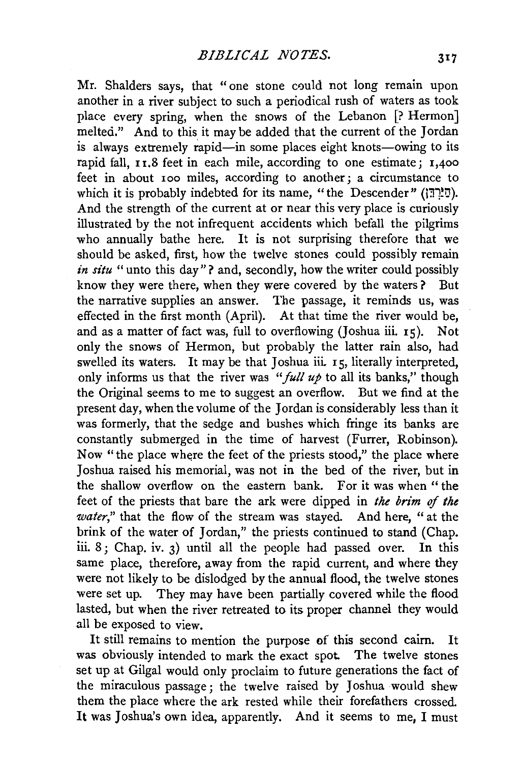Mr. Shalders says, that "one stone could not long remain upon another in a river subject to such a periodical rush of waters as took place every spring, when the snows of the Lebanon [? Hermon] melted." And to this it may be added that the current of the Jordan is always extremely rapid—in some places eight knots—owing to its rapid fall, 11.8 feet in each mile, according to one estimate; 1,400 feet in about 100 miles, according to another; a circumstance to which it is probably indebted for its name, "the Descender" (הַיַּרְדֵּן). And the strength of the current at or near this very place is curiously illustrated by the not infrequent accidents which befall the pilgrims who annually bathe here. It is not surprising therefore that we should be asked, first, how the twelve stones could possibly remain *in situ* "unto this day"? and, secondly, how the writer could possibly know they were there, when they were covered by the waters? But the narrative supplies an answer. The passage, it reminds us, was effected in the first month (April). At that time the river would be, and as a matter of fact was, full to overflowing (Joshua iii. 15). Not only the snows of Hermon, but probably the latter rain also, had swelled its waters. It may be that Joshua iii. 15, literally interpreted, only informs us that the river was "*full up* to all its banks," though the Original seems to me to suggest an overflow. But we find at the present day, when the volume of the Jordan is considerably less than it was formerly, that the sedge and bushes which fringe its banks are constantly submerged in the time of harvest (Furrer, Robinson). Now "the place where the feet of the priests stood," the place where Joshua raised his memorial, was not in the bed of the river, but in the shallow overflow on the eastern bank. For it was when "the feet of the priests that bare the ark were dipped in *the brim of the water*," that the flow of the stream was stayed. And here, "at the brink of the water of Jordan," the priests continued to stand (Chap. iii. 8; Chap. iv. 3) until all the people had passed over. In this same place, therefore, away from the rapid current, and where they were not likely to be dislodged by the annual flood, the twelve stones were set up. They may have been partially covered while the flood lasted, but when the river retreated to its proper channel they would all be exposed to view.

It still remains to mention the purpose of this second cairn. It was obviously intended to mark the exact spot. The twelve stones set up at Gilgal would only proclaim to future generations the fact of the miraculous passage; the twelve raised by Joshua would shew them the place where the ark rested while their forefathers crossed. It was Joshua's own idea, apparently. And it seems to me, I must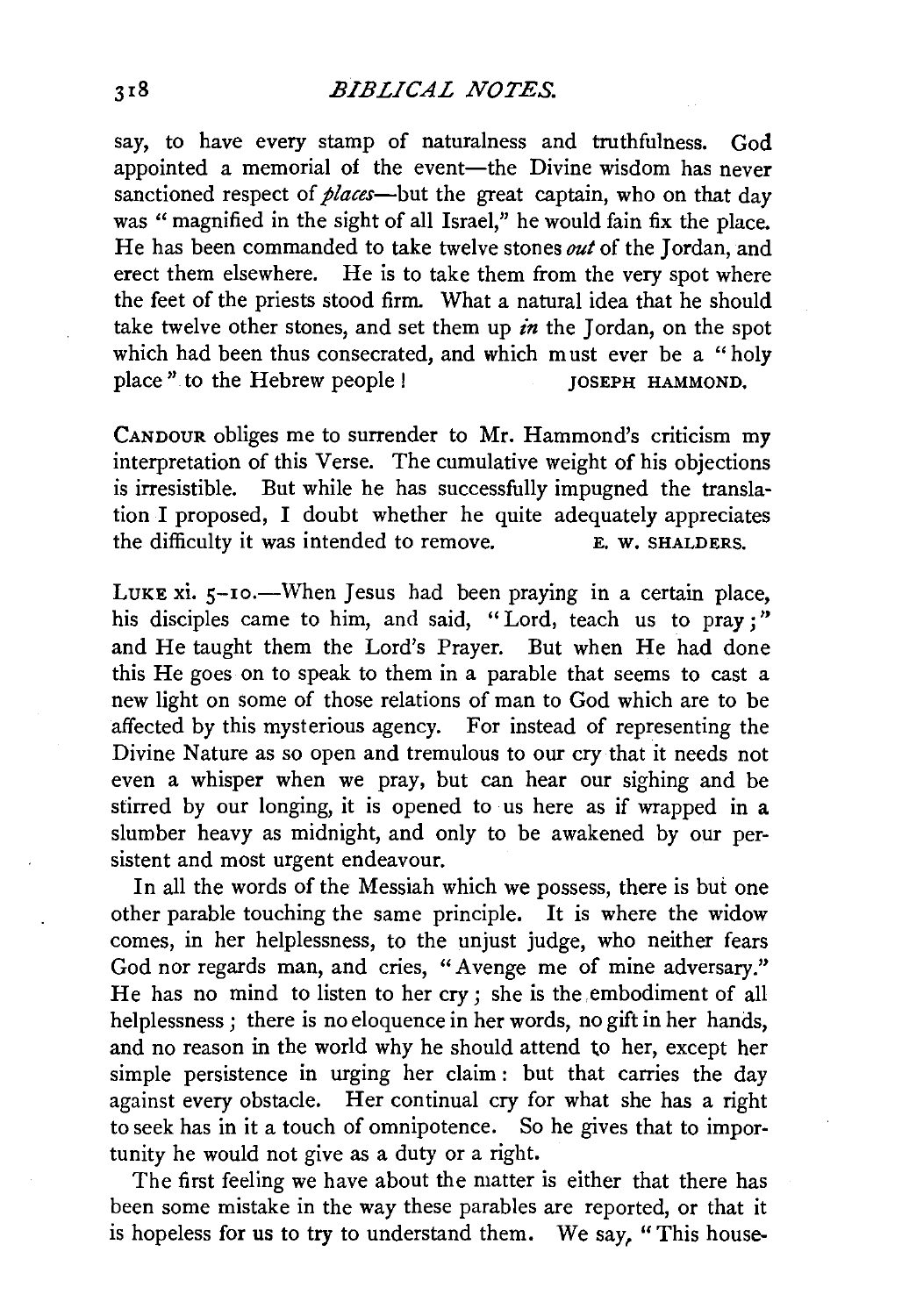say, to have every stamp of naturalness and truthfulness. God appointed a memorial of the event—the Divine wisdom has never sanctioned respect of *places*—but the great captain, who on that day was "magnified in the sight of all Israel," he would fain fix the place. He has been commanded to take twelve stones *out* of the Jordan, and erect them elsewhere. He is to take them from the very spot where the feet of the priests stood firm. What a natural idea that he should take twelve other stones, and set them up *in* the Jordan, on the spot which had been thus consecrated, and which must ever be a "holy place" to the Hebrew people!

JOSEPH HAMMOND.

CANDOUR obliges me to surrender to Mr. Hammond's criticism my interpretation of this Verse. The cumulative weight of his objections is irresistible. But while he has successfully impugned the translation I proposed, I doubt whether he quite adequately appreciates the difficulty it was intended to remove.

E. W. SHALDERS.

LUKE xi. 5–10.—When Jesus had been praying in a certain place, his disciples came to him, and said, "Lord, teach us to pray;" and He taught them the Lord's Prayer. But when He had done this He goes on to speak to them in a parable that seems to cast a new light on some of those relations of man to God which are to be affected by this mysterious agency. For instead of representing the Divine Nature as so open and tremulous to our cry that it needs not even a whisper when we pray, but can hear our sighing and be stirred by our longing, it is opened to us here as if wrapped in a slumber heavy as midnight, and only to be awakened by our persistent and most urgent endeavour.

In all the words of the Messiah which we possess, there is but one other parable touching the same principle. It is where the widow comes, in her helplessness, to the unjust judge, who neither fears God nor regards man, and cries, "Avenge me of mine adversary." He has no mind to listen to her cry; she is the embodiment of all helplessness; there is no eloquence in her words, no gift in her hands, and no reason in the world why he should attend to her, except her simple persistence in urging her claim: but that carries the day against every obstacle. Her continual cry for what she has a right to seek has in it a touch of omnipotence. So he gives that to importunity he would not give as a duty or a right.

The first feeling we have about the matter is either that there has been some mistake in the way these parables are reported, or that it is hopeless for us to try to understand them. We say, "This house-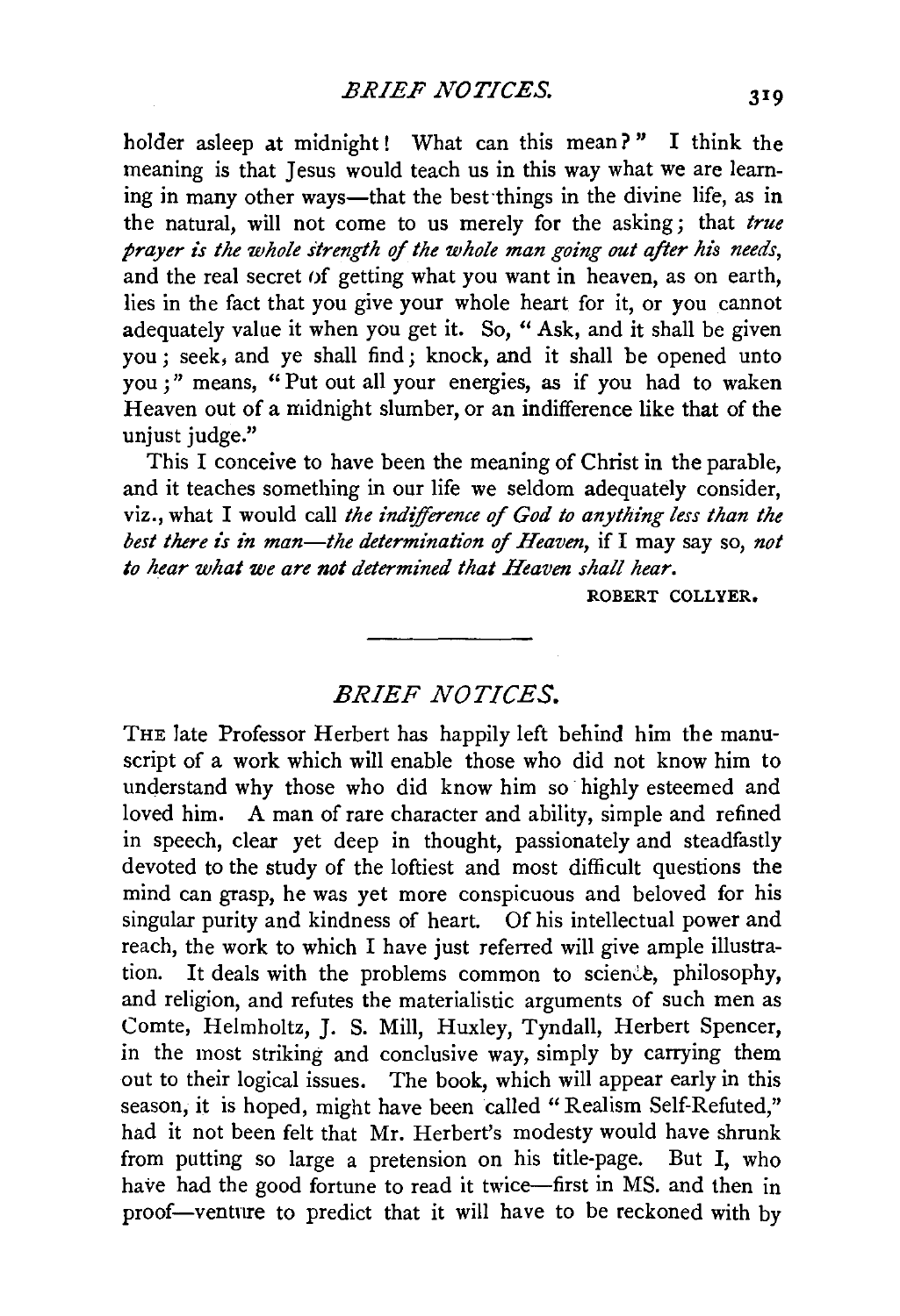holder asleep at midnight! What can this mean?" I think the meaning is that Jesus would teach us in this way what we are learning in many other ways—that the best things in the divine life, as in the natural, will not come to us merely for the asking; that *true prayer is the whole strength of the whole man going out after his needs*, and the real secret of getting what you want in heaven, as on earth, lies in the fact that you give your whole heart for it, or you cannot adequately value it when you get it. So, "Ask, and it shall be given you; seek, and ye shall find; knock, and it shall be opened unto you;" means, "Put out all your energies, as if you had to waken Heaven out of a midnight slumber, or an indifference like that of the unjust judge."

This I conceive to have been the meaning of Christ in the parable, and it teaches something in our life we seldom adequately consider, viz., what I would call *the indifference of God to anything less than the best there is in man—the determination of Heaven*, if I may say so, *not to hear what we are not determined that Heaven shall hear*.

ROBERT COLLYER.

---

## BRIEF NOTICES.

THE late Professor Herbert has happily left behind him the manuscript of a work which will enable those who did not know him to understand why those who did know him so highly esteemed and loved him. A man of rare character and ability, simple and refined in speech, clear yet deep in thought, passionately and steadfastly devoted to the study of the loftiest and most difficult questions the mind can grasp, he was yet more conspicuous and beloved for his singular purity and kindness of heart. Of his intellectual power and reach, the work to which I have just referred will give ample illustration. It deals with the problems common to science, philosophy, and religion, and refutes the materialistic arguments of such men as Comte, Helmholtz, J. S. Mill, Huxley, Tyndall, Herbert Spencer, in the most striking and conclusive way, simply by carrying them out to their logical issues. The book, which will appear early in this season, it is hoped, might have been called "Realism Self-Refuted," had it not been felt that Mr. Herbert's modesty would have shrunk from putting so large a pretension on his title-page. But I, who have had the good fortune to read it twice—first in MS. and then in proof—venture to predict that it will have to be reckoned with by